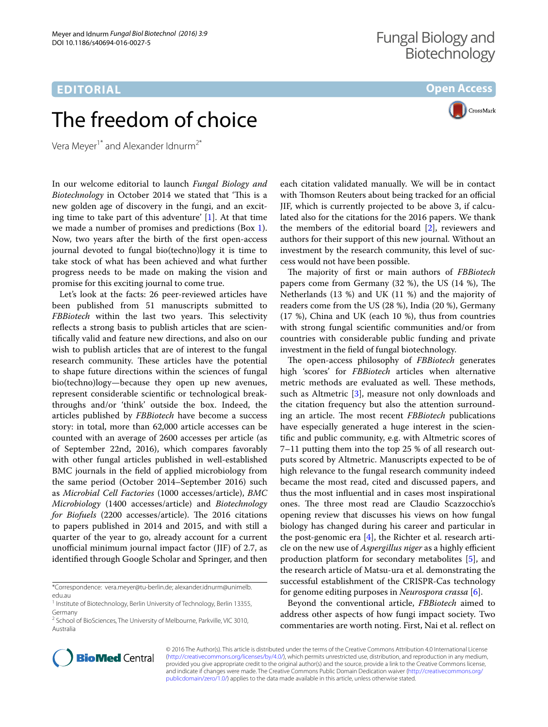EDITORIAL

Open Access

# The freedom of choice

Vera Meyer[1*] and Alexander Idnurm[2*]

In our welcome editorial to launch *Fungal Biology and Biotechnology* in October 2014 we stated that 'This is a new golden age of discovery in the fungi, and an exciting time to take part of this adventure' [1]. At that time we made a number of promises and predictions (Box 1). Now, two years after the birth of the first open-access journal devoted to fungal bio(techno)logy it is time to take stock of what has been achieved and what further progress needs to be made on making the vision and promise for this exciting journal to come true.

Let's look at the facts: 26 peer-reviewed articles have been published from 51 manuscripts submitted to *FBBiotech* within the last two years. This selectivity reflects a strong basis to publish articles that are scientifically valid and feature new directions, and also on our wish to publish articles that are of interest to the fungal research community. These articles have the potential to shape future directions within the sciences of fungal bio(techno)logy—because they open up new avenues, represent considerable scientific or technological breakthroughs and/or 'think' outside the box. Indeed, the articles published by *FBBiotech* have become a success story: in total, more than 62,000 article accesses can be counted with an average of 2600 accesses per article (as of September 22nd, 2016), which compares favorably with other fungal articles published in well-established BMC journals in the field of applied microbiology from the same period (October 2014–September 2016) such as *Microbial Cell Factories* (1000 accesses/article), *BMC Microbiology* (1400 accesses/article) and *Biotechnology for Biofuels* (2200 accesses/article). The 2016 citations to papers published in 2014 and 2015, and with still a quarter of the year to go, already account for a current unofficial minimum journal impact factor (JIF) of 2.7, as identified through Google Scholar and Springer, and then each citation validated manually. We will be in contact with Thomson Reuters about being tracked for an official JIF, which is currently projected to be above 3, if calculated also for the citations for the 2016 papers. We thank the members of the editorial board [2], reviewers and authors for their support of this new journal. Without an investment by the research community, this level of success would not have been possible.

The majority of first or main authors of *FBBiotech* papers come from Germany (32 %), the US (14 %), The Netherlands (13 %) and UK (11 %) and the majority of readers come from the US (28 %), India (20 %), Germany (17 %), China and UK (each 10 %), thus from countries with strong fungal scientific communities and/or from countries with considerable public funding and private investment in the field of fungal biotechnology.

The open-access philosophy of *FBBiotech* generates high 'scores' for *FBBiotech* articles when alternative metric methods are evaluated as well. These methods, such as Altmetric [3], measure not only downloads and the citation frequency but also the attention surrounding an article. The most recent *FBBiotech* publications have especially generated a huge interest in the scientific and public community, e.g. with Altmetric scores of 7–11 putting them into the top 25 % of all research outputs scored by Altmetric. Manuscripts expected to be of high relevance to the fungal research community indeed became the most read, cited and discussed papers, and thus the most influential and in cases most inspirational ones. The three most read are Claudio Scazzocchio's opening review that discusses his views on how fungal biology has changed during his career and particular in the post-genomic era [4], the Richter et al. research article on the new use of *Aspergillus niger* as a highly efficient production platform for secondary metabolites [5], and the research article of Matsu-ura et al. demonstrating the successful establishment of the CRISPR-Cas technology for genome editing purposes in *Neurospora crassa* [6].

Beyond the conventional article, *FBBiotech* aimed to address other aspects of how fungi impact society. Two commentaries are worth noting. First, Nai et al. reflect on

*Correspondence: vera.meyer@tu-berlin.de; alexander.idnurm@unimelb.edu.au

[1] Institute of Biotechnology, Berlin University of Technology, Berlin 13355, Germany

[2] School of BioSciences, The University of Melbourne, Parkville, VIC 3010, Australia

© 2016 The Author(s). This article is distributed under the terms of the Creative Commons Attribution 4.0 International License (http://creativecommons.org/licenses/by/4.0/), which permits unrestricted use, distribution, and reproduction in any medium, provided you give appropriate credit to the original author(s) and the source, provide a link to the Creative Commons license, and indicate if changes were made. The Creative Commons Public Domain Dedication waiver (http://creativecommons.org/publicdomain/zero/1.0/) applies to the data made available in this article, unless otherwise stated.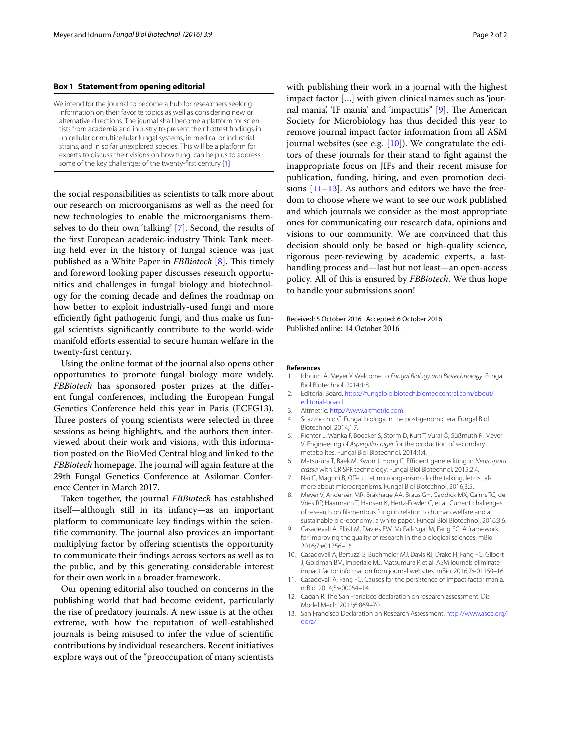**Box 1 Statement from opening editorial**

We intend for the journal to become a hub for researchers seeking information on their favorite topics as well as considering new or alternative directions. The journal shall become a platform for scientists from academia and industry to present their hottest findings in unicellular or multicellular fungal systems, in medical or industrial strains, and in so far unexplored species. This will be a platform for experts to discuss their visions on how fungi can help us to address some of the key challenges of the twenty-first century [1]

the social responsibilities as scientists to talk more about our research on microorganisms as well as the need for new technologies to enable the microorganisms themselves to do their own 'talking' [7]. Second, the results of the first European academic-industry Think Tank meeting held ever in the history of fungal science was just published as a White Paper in *FBBiotech* [8]. This timely and foreword looking paper discusses research opportunities and challenges in fungal biology and biotechnology for the coming decade and defines the roadmap on how better to exploit industrially-used fungi and more efficiently fight pathogenic fungi, and thus make us fungal scientists significantly contribute to the world-wide manifold efforts essential to secure human welfare in the twenty-first century.

Using the online format of the journal also opens other opportunities to promote fungal biology more widely. *FBBiotech* has sponsored poster prizes at the different fungal conferences, including the European Fungal Genetics Conference held this year in Paris (ECFG13). Three posters of young scientists were selected in three sessions as being highlights, and the authors then interviewed about their work and visions, with this information posted on the BioMed Central blog and linked to the *FBBiotech* homepage. The journal will again feature at the 29th Fungal Genetics Conference at Asilomar Conference Center in March 2017.

Taken together, the journal *FBBiotech* has established itself—although still in its infancy—as an important platform to communicate key findings within the scientific community. The journal also provides an important multiplying factor by offering scientists the opportunity to communicate their findings across sectors as well as to the public, and by this generating considerable interest for their own work in a broader framework.

Our opening editorial also touched on concerns in the publishing world that had become evident, particularly the rise of predatory journals. A new issue is at the other extreme, with how the reputation of well-established journals is being misused to infer the value of scientific contributions by individual researchers. Recent initiatives explore ways out of the "preoccupation of many scientists with publishing their work in a journal with the highest impact factor […] with given clinical names such as 'journal mania', 'IF mania' and 'impactitis'' [9]. The American Society for Microbiology has thus decided this year to remove journal impact factor information from all ASM journal websites (see e.g. [10]). We congratulate the editors of these journals for their stand to fight against the inappropriate focus on JIFs and their recent misuse for publication, funding, hiring, and even promotion decisions [11–13]. As authors and editors we have the freedom to choose where we want to see our work published and which journals we consider as the most appropriate ones for communicating our research data, opinions and visions to our community. We are convinced that this decision should only be based on high-quality science, rigorous peer-reviewing by academic experts, a fast-handling process and—last but not least—an open-access policy. All of this is ensured by *FBBiotech*. We thus hope to handle your submissions soon!

Received: 5 October 2016 Accepted: 6 October 2016
Published online: 14 October 2016

**References**

1. Idnurm A, Meyer V. Welcome to *Fungal Biology and Biotechnology*. Fungal Biol Biotechnol. 2014;1:8.
2. Editorial Board. https://fungalbiolbiotech.biomedcentral.com/about/editorial-board.
3. Altmetric. http://www.altmetric.com.
4. Scazzocchio C. Fungal biology in the post-genomic era. Fungal Biol Biotechnol. 2014;1:7.
5. Richter L, Wanka F, Boecker S, Storm D, Kurt T, Vural Ö, Süßmuth R, Meyer V. Engineering of *Aspergillus niger* for the production of secondary metabolites. Fungal Biol Biotechnol. 2014;1:4.
6. Matsu-ura T, Baek M, Kwon J, Hong C. Efficient gene editing in *Neurospora crassa* with CRISPR technology. Fungal Biol Biotechnol. 2015;2:4.
7. Nai C, Magrini B, Offe J. Let microorganisms do the talking, let us talk more about microorganisms. Fungal Biol Biotechnol. 2016;3:5.
8. Meyer V, Andersen MR, Brakhage AA, Braus GH, Caddick MX, Cairns TC, de Vries RP, Haarmann T, Hansen K, Hertz-Fowler C, et al. Current challenges of research on filamentous fungi in relation to human welfare and a sustainable bio-economy: a white paper. Fungal Biol Biotechnol. 2016;3:6.
9. Casadevall A, Ellis LM, Davies EW, McFall-Ngai M, Fang FC. A framework for improving the quality of research in the biological sciences. mBio. 2016;7:e01256–16.
10. Casadevall A, Bertuzzi S, Buchmeier MJ, Davis RJ, Drake H, Fang FC, Gilbert J, Goldman BM, Imperiale MJ, Matsumura P, et al. ASM journals eliminate impact factor information from journal websites. mBio. 2016;7:e01150–16.
11. Casadevall A, Fang FC. Causes for the persistence of impact factor mania. mBio. 2014;5:e00064–14.
12. Cagan R. The San Francisco declaration on research assessment. Dis Model Mech. 2013;6:869–70.
13. San Francisco Declaration on Research Assessment. http://www.ascb.org/dora/.